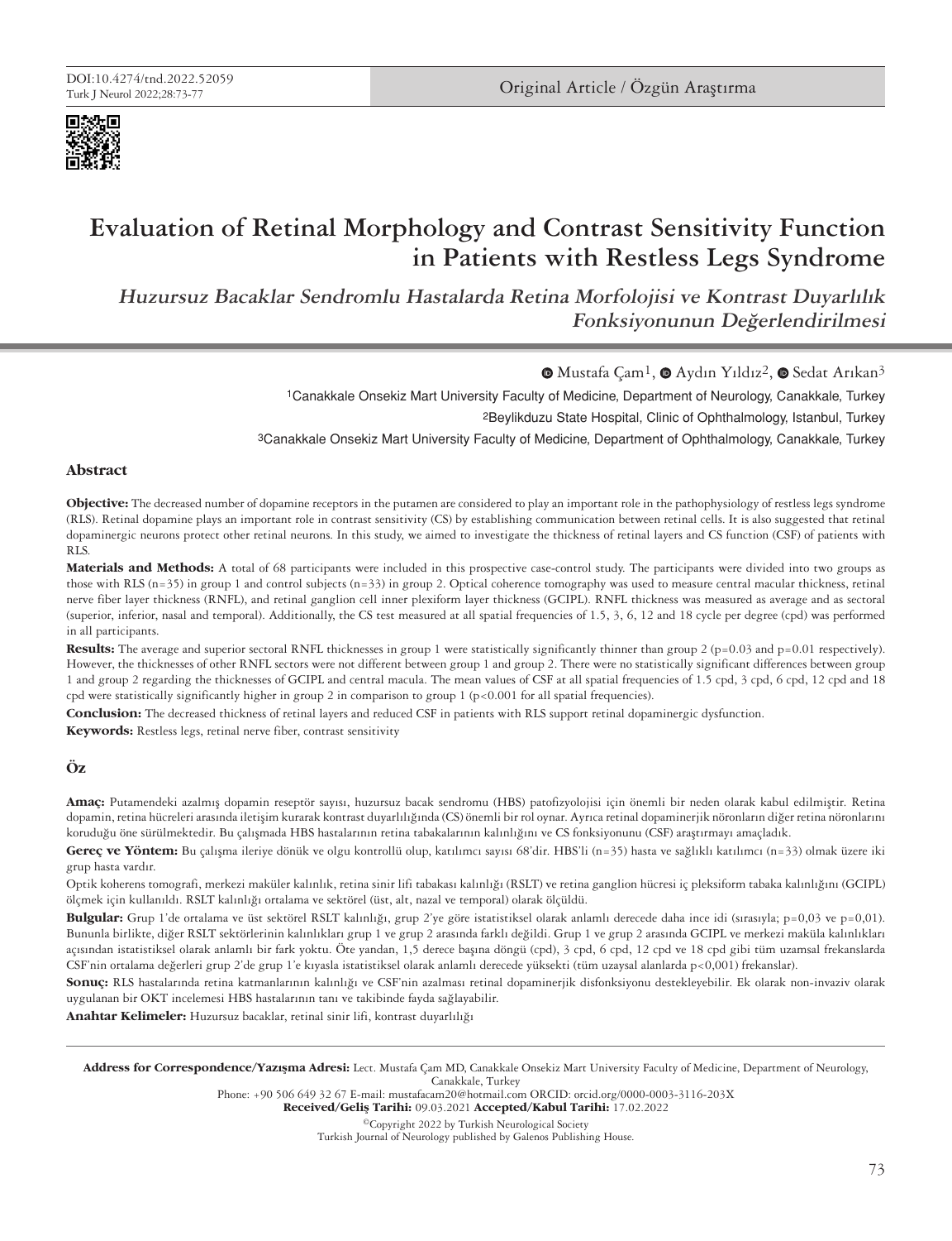DOI:10.4274/tnd.2022.52059

Original Article / Özgün Araştırma

# Evaluation of Retinal Morphology and Contrast Sensitivity Function in Patients with Restless Legs Syndrome

## *Huzursuz Bacaklar Sendromlu Hastalarda Retina Morfolojisi ve Kontrast Duyarlılık Fonksiyonunun Değerlendirilmesi*

Mustafa Çam[1], Aydın Yıldız[2], Sedat Arıkan[3]

[1]Canakkale Onsekiz Mart University Faculty of Medicine, Department of Neurology, Canakkale, Turkey

[2]Beylikduzu State Hospital, Clinic of Ophthalmology, Istanbul, Turkey

[3]Canakkale Onsekiz Mart University Faculty of Medicine, Department of Ophthalmology, Canakkale, Turkey

### Abstract

**Objective:** The decreased number of dopamine receptors in the putamen are considered to play an important role in the pathophysiology of restless legs syndrome (RLS). Retinal dopamine plays an important role in contrast sensitivity (CS) by establishing communication between retinal cells. It is also suggested that retinal dopaminergic neurons protect other retinal neurons. In this study, we aimed to investigate the thickness of retinal layers and CS function (CSF) of patients with RLS.

**Materials and Methods:** A total of 68 participants were included in this prospective case-control study. The participants were divided into two groups as those with RLS (n=35) in group 1 and control subjects (n=33) in group 2. Optical coherence tomography was used to measure central macular thickness, retinal nerve fiber layer thickness (RNFL), and retinal ganglion cell inner plexiform layer thickness (GCIPL). RNFL thickness was measured as average and as sectoral (superior, inferior, nasal and temporal). Additionally, the CS test measured at all spatial frequencies of 1.5, 3, 6, 12 and 18 cycle per degree (cpd) was performed in all participants.

**Results:** The average and superior sectoral RNFL thicknesses in group 1 were statistically significantly thinner than group 2 (p=0.03 and p=0.01 respectively). However, the thicknesses of other RNFL sectors were not different between group 1 and group 2. There were no statistically significant differences between group 1 and group 2 regarding the thicknesses of GCIPL and central macula. The mean values of CSF at all spatial frequencies of 1.5 cpd, 3 cpd, 6 cpd, 12 cpd and 18 cpd were statistically significantly higher in group 2 in comparison to group 1 (p<0.001 for all spatial frequencies).

**Conclusion:** The decreased thickness of retinal layers and reduced CSF in patients with RLS support retinal dopaminergic dysfunction.

**Keywords:** Restless legs, retinal nerve fiber, contrast sensitivity

### Öz

**Amaç:** Putamendeki azalmış dopamin reseptör sayısı, huzursuz bacak sendromu (HBS) patofizyolojisi için önemli bir neden olarak kabul edilmiştir. Retina dopamin, retina hücreleri arasında iletişim kurarak kontrast duyarlılığında (CS) önemli bir rol oynar. Ayrıca retinal dopaminerjik nöronların diğer retina nöronlarını koruduğu öne sürülmektedir. Bu çalışmada HBS hastalarının retina tabakalarının kalınlığını ve CS fonksiyonunu (CSF) araştırmayı amaçladık.

**Gereç ve Yöntem:** Bu çalışma ileriye dönük ve olgu kontrollü olup, katılımcı sayısı 68'dir. HBS'li (n=35) hasta ve sağlıklı katılımcı (n=33) olmak üzere iki grup hasta vardır.

Optik koherens tomografi, merkezi maküler kalınlık, retina sinir lifi tabakası kalınlığı (RSLT) ve retina ganglion hücresi iç pleksiform tabaka kalınlığını (GCIPL) ölçmek için kullanıldı. RSLT kalınlığı ortalama ve sektörel (üst, alt, nazal ve temporal) olarak ölçüldü.

**Bulgular:** Grup 1'de ortalama ve üst sektörel RSLT kalınlığı, grup 2'ye göre istatistiksel olarak anlamlı derecede daha ince idi (sırasıyla; p=0,03 ve p=0,01). Bununla birlikte, diğer RSLT sektörlerinin kalınlıkları grup 1 ve grup 2 arasında farklı değildi. Grup 1 ve grup 2 arasında GCIPL ve merkezi maküla kalınlıkları açısından istatistiksel olarak anlamlı bir fark yoktu. Öte yandan, 1,5 derece başına döngü (cpd), 3 cpd, 6 cpd, 12 cpd ve 18 cpd gibi tüm uzamsal frekanslarda CSF'nin ortalama değerleri grup 2'de grup 1'e kıyasla istatistiksel olarak anlamlı derecede yüksekti (tüm uzaysal alanlarda p<0,001) frekanslar).

**Sonuç:** RLS hastalarında retina katmanlarının kalınlığı ve CSF'nin azalması retinal dopaminerjik disfonksiyonu destekleyebilir. Ek olarak non-invaziv olarak uygulanan bir OKT incelemesi HBS hastalarının tanı ve takibinde fayda sağlayabilir.

**Anahtar Kelimeler:** Huzursuz bacaklar, retinal sinir lifi, kontrast duyarlılığı

---

**Address for Correspondence/Yazışma Adresi:** Lect. Mustafa Çam MD, Canakkale Onsekiz Mart University Faculty of Medicine, Department of Neurology, Canakkale, Turkey

Phone: +90 506 649 32 67 E-mail: mustafacam20@hotmail.com ORCID: orcid.org/0000-0003-3116-203X

**Received/Geliş Tarihi:** 09.03.2021 **Accepted/Kabul Tarihi:** 17.02.2022

©Copyright 2022 by Turkish Neurological Society

Turkish Journal of Neurology published by Galenos Publishing House.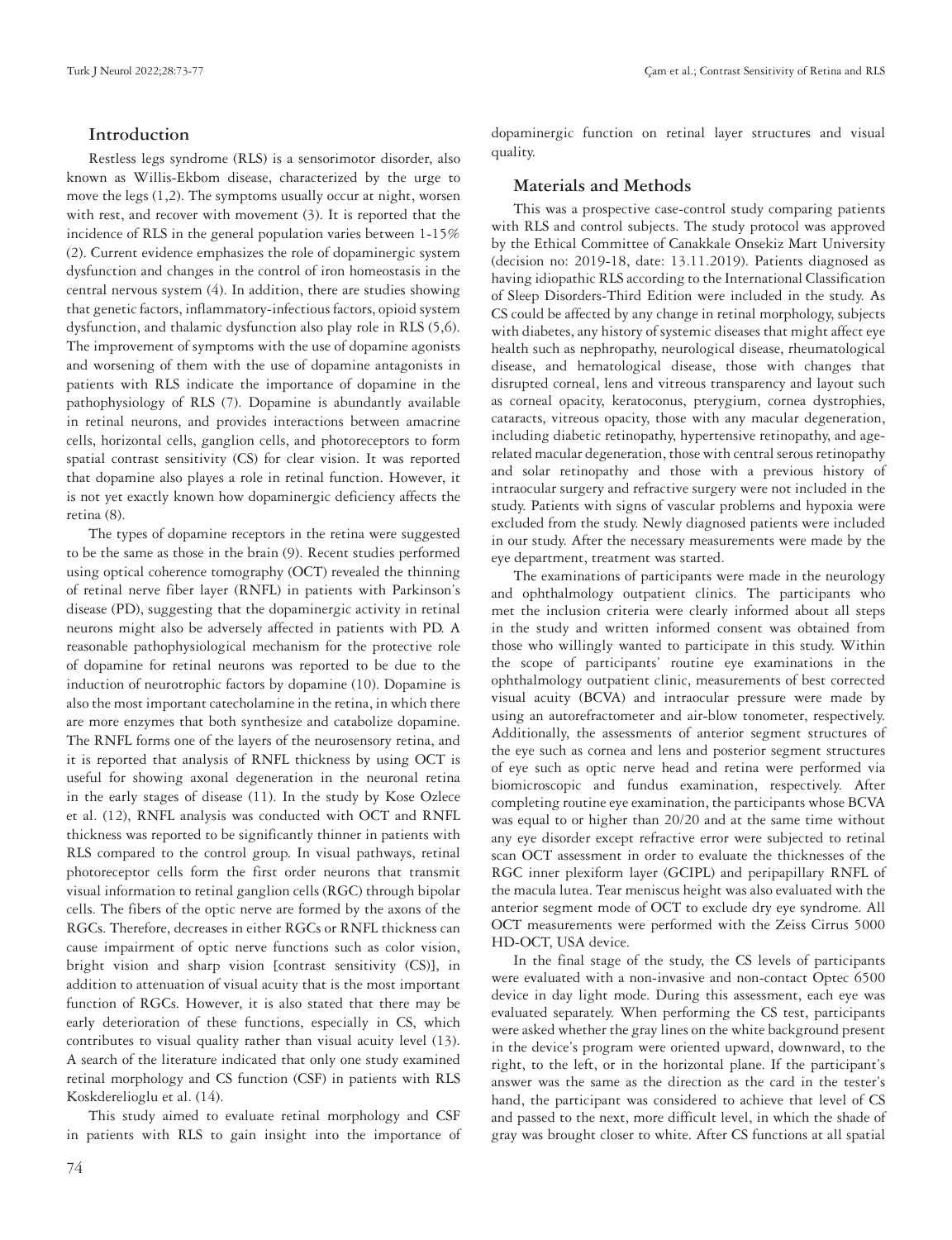## Introduction

Restless legs syndrome (RLS) is a sensorimotor disorder, also known as Willis-Ekbom disease, characterized by the urge to move the legs (1,2). The symptoms usually occur at night, worsen with rest, and recover with movement (3). It is reported that the incidence of RLS in the general population varies between 1-15% (2). Current evidence emphasizes the role of dopaminergic system dysfunction and changes in the control of iron homeostasis in the central nervous system (4). In addition, there are studies showing that genetic factors, inflammatory-infectious factors, opioid system dysfunction, and thalamic dysfunction also play role in RLS (5,6). The improvement of symptoms with the use of dopamine agonists and worsening of them with the use of dopamine antagonists in patients with RLS indicate the importance of dopamine in the pathophysiology of RLS (7). Dopamine is abundantly available in retinal neurons, and provides interactions between amacrine cells, horizontal cells, ganglion cells, and photoreceptors to form spatial contrast sensitivity (CS) for clear vision. It was reported that dopamine also playes a role in retinal function. However, it is not yet exactly known how dopaminergic deficiency affects the retina (8).

The types of dopamine receptors in the retina were suggested to be the same as those in the brain (9). Recent studies performed using optical coherence tomography (OCT) revealed the thinning of retinal nerve fiber layer (RNFL) in patients with Parkinson's disease (PD), suggesting that the dopaminergic activity in retinal neurons might also be adversely affected in patients with PD. A reasonable pathophysiological mechanism for the protective role of dopamine for retinal neurons was reported to be due to the induction of neurotrophic factors by dopamine (10). Dopamine is also the most important catecholamine in the retina, in which there are more enzymes that both synthesize and catabolize dopamine. The RNFL forms one of the layers of the neurosensory retina, and it is reported that analysis of RNFL thickness by using OCT is useful for showing axonal degeneration in the neuronal retina in the early stages of disease (11). In the study by Kose Ozlece et al. (12), RNFL analysis was conducted with OCT and RNFL thickness was reported to be significantly thinner in patients with RLS compared to the control group. In visual pathways, retinal photoreceptor cells form the first order neurons that transmit visual information to retinal ganglion cells (RGC) through bipolar cells. The fibers of the optic nerve are formed by the axons of the RGCs. Therefore, decreases in either RGCs or RNFL thickness can cause impairment of optic nerve functions such as color vision, bright vision and sharp vision [contrast sensitivity (CS)], in addition to attenuation of visual acuity that is the most important function of RGCs. However, it is also stated that there may be early deterioration of these functions, especially in CS, which contributes to visual quality rather than visual acuity level (13). A search of the literature indicated that only one study examined retinal morphology and CS function (CSF) in patients with RLS Koskderelioglu et al. (14).

This study aimed to evaluate retinal morphology and CSF in patients with RLS to gain insight into the importance of dopaminergic function on retinal layer structures and visual quality.

## Materials and Methods

This was a prospective case-control study comparing patients with RLS and control subjects. The study protocol was approved by the Ethical Committee of Canakkale Onsekiz Mart University (decision no: 2019-18, date: 13.11.2019). Patients diagnosed as having idiopathic RLS according to the International Classification of Sleep Disorders-Third Edition were included in the study. As CS could be affected by any change in retinal morphology, subjects with diabetes, any history of systemic diseases that might affect eye health such as nephropathy, neurological disease, rheumatological disease, and hematological disease, those with changes that disrupted corneal, lens and vitreous transparency and layout such as corneal opacity, keratoconus, pterygium, cornea dystrophies, cataracts, vitreous opacity, those with any macular degeneration, including diabetic retinopathy, hypertensive retinopathy, and age-related macular degeneration, those with central serous retinopathy and solar retinopathy and those with a previous history of intraocular surgery and refractive surgery were not included in the study. Patients with signs of vascular problems and hypoxia were excluded from the study. Newly diagnosed patients were included in our study. After the necessary measurements were made by the eye department, treatment was started.

The examinations of participants were made in the neurology and ophthalmology outpatient clinics. The participants who met the inclusion criteria were clearly informed about all steps in the study and written informed consent was obtained from those who willingly wanted to participate in this study. Within the scope of participants' routine eye examinations in the ophthalmology outpatient clinic, measurements of best corrected visual acuity (BCVA) and intraocular pressure were made by using an autorefractometer and air-blow tonometer, respectively. Additionally, the assessments of anterior segment structures of the eye such as cornea and lens and posterior segment structures of eye such as optic nerve head and retina were performed via biomicroscopic and fundus examination, respectively. After completing routine eye examination, the participants whose BCVA was equal to or higher than 20/20 and at the same time without any eye disorder except refractive error were subjected to retinal scan OCT assessment in order to evaluate the thicknesses of the RGC inner plexiform layer (GCIPL) and peripapillary RNFL of the macula lutea. Tear meniscus height was also evaluated with the anterior segment mode of OCT to exclude dry eye syndrome. All OCT measurements were performed with the Zeiss Cirrus 5000 HD-OCT, USA device.

In the final stage of the study, the CS levels of participants were evaluated with a non-invasive and non-contact Optec 6500 device in day light mode. During this assessment, each eye was evaluated separately. When performing the CS test, participants were asked whether the gray lines on the white background present in the device's program were oriented upward, downward, to the right, to the left, or in the horizontal plane. If the participant's answer was the same as the direction as the card in the tester's hand, the participant was considered to achieve that level of CS and passed to the next, more difficult level, in which the shade of gray was brought closer to white. After CS functions at all spatial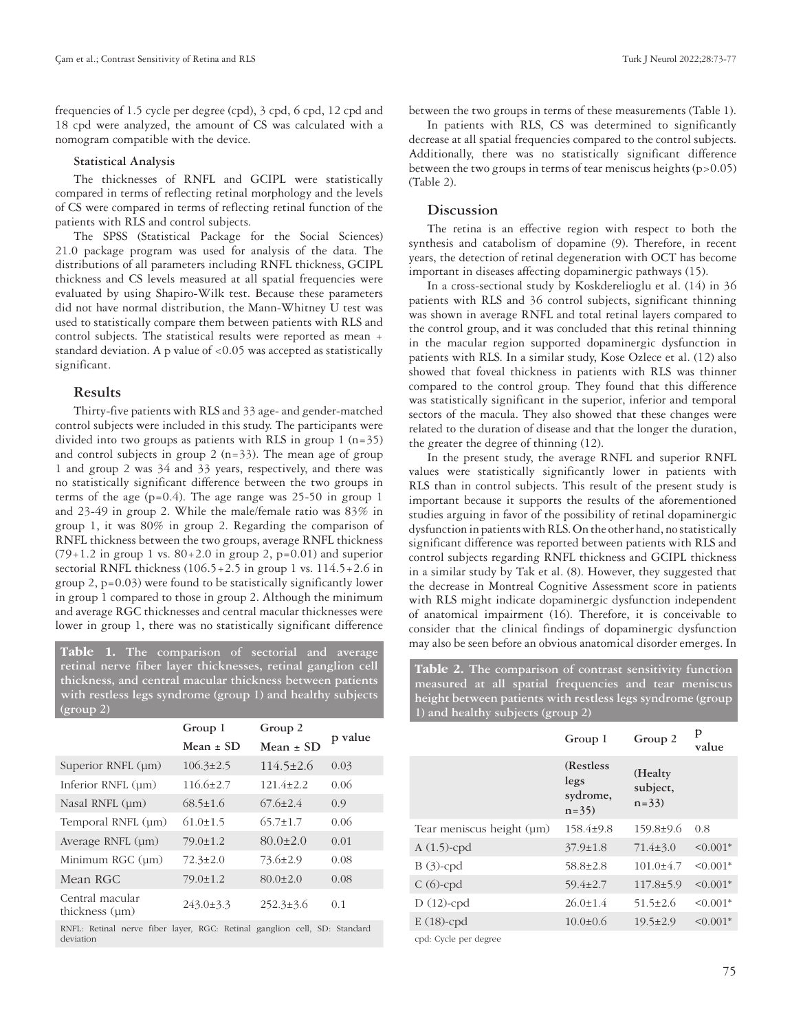frequencies of 1.5 cycle per degree (cpd), 3 cpd, 6 cpd, 12 cpd and 18 cpd were analyzed, the amount of CS was calculated with a nomogram compatible with the device.

**Statistical Analysis**

The thicknesses of RNFL and GCIPL were statistically compared in terms of reflecting retinal morphology and the levels of CS were compared in terms of reflecting retinal function of the patients with RLS and control subjects.

The SPSS (Statistical Package for the Social Sciences) 21.0 package program was used for analysis of the data. The distributions of all parameters including RNFL thickness, GCIPL thickness and CS levels measured at all spatial frequencies were evaluated by using Shapiro-Wilk test. Because these parameters did not have normal distribution, the Mann-Whitney U test was used to statistically compare them between patients with RLS and control subjects. The statistical results were reported as mean + standard deviation. A p value of <0.05 was accepted as statistically significant.

## Results

Thirty-five patients with RLS and 33 age- and gender-matched control subjects were included in this study. The participants were divided into two groups as patients with RLS in group 1 (n=35) and control subjects in group 2 (n=33). The mean age of group 1 and group 2 was 34 and 33 years, respectively, and there was no statistically significant difference between the two groups in terms of the age (p=0.4). The age range was 25-50 in group 1 and 23-49 in group 2. While the male/female ratio was 83% in group 1, it was 80% in group 2. Regarding the comparison of RNFL thickness between the two groups, average RNFL thickness (79+1.2 in group 1 vs. 80+2.0 in group 2, p=0.01) and superior sectorial RNFL thickness (106.5+2.5 in group 1 vs. 114.5+2.6 in group 2, p=0.03) were found to be statistically significantly lower in group 1 compared to those in group 2. Although the minimum and average RGC thicknesses and central macular thicknesses were lower in group 1, there was no statistically significant difference between the two groups in terms of these measurements (Table 1).

**Table 1.** The comparison of sectorial and average retinal nerve fiber layer thicknesses, retinal ganglion cell thickness, and central macular thickness between patients with restless legs syndrome (group 1) and healthy subjects (group 2)

| | Group 1 | Group 2 | p value |
|---|---|---|---|
| | Mean ± SD | Mean ± SD | |
| Superior RNFL (µm) | 106.3±2.5 | 114.5±2.6 | 0.03 |
| Inferior RNFL (µm) | 116.6±2.7 | 121.4±2.2 | 0.06 |
| Nasal RNFL (µm) | 68.5±1.6 | 67.6±2.4 | 0.9 |
| Temporal RNFL (µm) | 61.0±1.5 | 65.7±1.7 | 0.06 |
| Average RNFL (µm) | 79.0±1.2 | 80.0±2.0 | 0.01 |
| Minimum RGC (µm) | 72.3±2.0 | 73.6±2.9 | 0.08 |
| Mean RGC | 79.0±1.2 | 80.0±2.0 | 0.08 |
| Central macular thickness (µm) | 243.0±3.3 | 252.3±3.6 | 0.1 |

RNFL: Retinal nerve fiber layer, RGC: Retinal ganglion cell, SD: Standard deviation

In patients with RLS, CS was determined to significantly decrease at all spatial frequencies compared to the control subjects. Additionally, there was no statistically significant difference between the two groups in terms of tear meniscus heights (p>0.05) (Table 2).

**Table 2.** The comparison of contrast sensitivity function measured at all spatial frequencies and tear meniscus height between patients with restless legs syndrome (group 1) and healthy subjects (group 2)

| | Group 1 | Group 2 | p value |
|---|---|---|---|
| | (Restless legs sydrome, n=35) | (Healty subject, n=33) | |
| Tear meniscus height (µm) | 158.4±9.8 | 159.8±9.6 | 0.8 |
| A (1.5)-cpd | 37.9±1.8 | 71.4±3.0 | <0.001* |
| B (3)-cpd | 58.8±2.8 | 101.0±4.7 | <0.001* |
| C (6)-cpd | 59.4±2.7 | 117.8±5.9 | <0.001* |
| D (12)-cpd | 26.0±1.4 | 51.5±2.6 | <0.001* |
| E (18)-cpd | 10.0±0.6 | 19.5±2.9 | <0.001* |

cpd: Cycle per degree

## Discussion

The retina is an effective region with respect to both the synthesis and catabolism of dopamine (9). Therefore, in recent years, the detection of retinal degeneration with OCT has become important in diseases affecting dopaminergic pathways (15).

In a cross-sectional study by Koskderelioglu et al. (14) in 36 patients with RLS and 36 control subjects, significant thinning was shown in average RNFL and total retinal layers compared to the control group, and it was concluded that this retinal thinning in the macular region supported dopaminergic dysfunction in patients with RLS. In a similar study, Kose Ozlece et al. (12) also showed that foveal thickness in patients with RLS was thinner compared to the control group. They found that this difference was statistically significant in the superior, inferior and temporal sectors of the macula. They also showed that these changes were related to the duration of disease and that the longer the duration, the greater the degree of thinning (12).

In the present study, the average RNFL and superior RNFL values were statistically significantly lower in patients with RLS than in control subjects. This result of the present study is important because it supports the results of the aforementioned studies arguing in favor of the possibility of retinal dopaminergic dysfunction in patients with RLS. On the other hand, no statistically significant difference was reported between patients with RLS and control subjects regarding RNFL thickness and GCIPL thickness in a similar study by Tak et al. (8). However, they suggested that the decrease in Montreal Cognitive Assessment score in patients with RLS might indicate dopaminergic dysfunction independent of anatomical impairment (16). Therefore, it is conceivable to consider that the clinical findings of dopaminergic dysfunction may also be seen before an obvious anatomical disorder emerges. In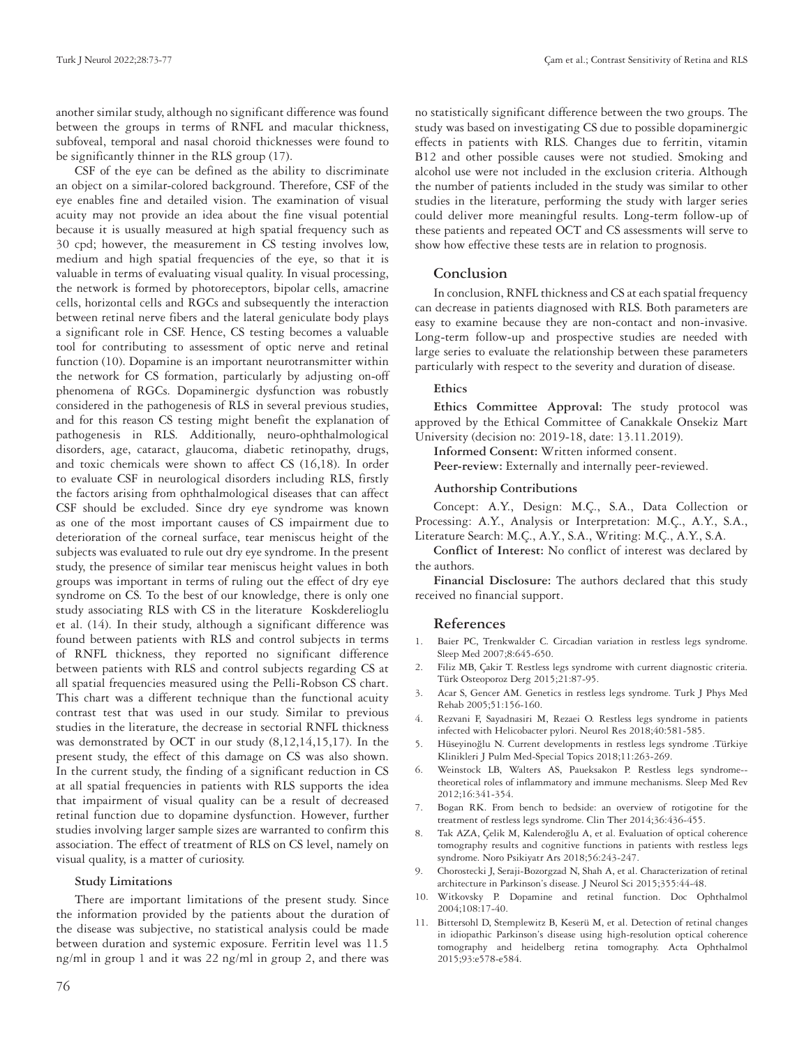another similar study, although no significant difference was found between the groups in terms of RNFL and macular thickness, subfoveal, temporal and nasal choroid thicknesses were found to be significantly thinner in the RLS group (17).

CSF of the eye can be defined as the ability to discriminate an object on a similar-colored background. Therefore, CSF of the eye enables fine and detailed vision. The examination of visual acuity may not provide an idea about the fine visual potential because it is usually measured at high spatial frequency such as 30 cpd; however, the measurement in CS testing involves low, medium and high spatial frequencies of the eye, so that it is valuable in terms of evaluating visual quality. In visual processing, the network is formed by photoreceptors, bipolar cells, amacrine cells, horizontal cells and RGCs and subsequently the interaction between retinal nerve fibers and the lateral geniculate body plays a significant role in CSF. Hence, CS testing becomes a valuable tool for contributing to assessment of optic nerve and retinal function (10). Dopamine is an important neurotransmitter within the network for CS formation, particularly by adjusting on-off phenomena of RGCs. Dopaminergic dysfunction was robustly considered in the pathogenesis of RLS in several previous studies, and for this reason CS testing might benefit the explanation of pathogenesis in RLS. Additionally, neuro-ophthalmological disorders, age, cataract, glaucoma, diabetic retinopathy, drugs, and toxic chemicals were shown to affect CS (16,18). In order to evaluate CSF in neurological disorders including RLS, firstly the factors arising from ophthalmological diseases that can affect CSF should be excluded. Since dry eye syndrome was known as one of the most important causes of CS impairment due to deterioration of the corneal surface, tear meniscus height of the subjects was evaluated to rule out dry eye syndrome. In the present study, the presence of similar tear meniscus height values in both groups was important in terms of ruling out the effect of dry eye syndrome on CS. To the best of our knowledge, there is only one study associating RLS with CS in the literature Koskderelioglu et al. (14). In their study, although a significant difference was found between patients with RLS and control subjects in terms of RNFL thickness, they reported no significant difference between patients with RLS and control subjects regarding CS at all spatial frequencies measured using the Pelli-Robson CS chart. This chart was a different technique than the functional acuity contrast test that was used in our study. Similar to previous studies in the literature, the decrease in sectorial RNFL thickness was demonstrated by OCT in our study (8,12,14,15,17). In the present study, the effect of this damage on CS was also shown. In the current study, the finding of a significant reduction in CS at all spatial frequencies in patients with RLS supports the idea that impairment of visual quality can be a result of decreased retinal function due to dopamine dysfunction. However, further studies involving larger sample sizes are warranted to confirm this association. The effect of treatment of RLS on CS level, namely on visual quality, is a matter of curiosity.

### Study Limitations

There are important limitations of the present study. Since the information provided by the patients about the duration of the disease was subjective, no statistical analysis could be made between duration and systemic exposure. Ferritin level was 11.5 ng/ml in group 1 and it was 22 ng/ml in group 2, and there was no statistically significant difference between the two groups. The study was based on investigating CS due to possible dopaminergic effects in patients with RLS. Changes due to ferritin, vitamin B12 and other possible causes were not studied. Smoking and alcohol use were not included in the exclusion criteria. Although the number of patients included in the study was similar to other studies in the literature, performing the study with larger series could deliver more meaningful results. Long-term follow-up of these patients and repeated OCT and CS assessments will serve to show how effective these tests are in relation to prognosis.

## Conclusion

In conclusion, RNFL thickness and CS at each spatial frequency can decrease in patients diagnosed with RLS. Both parameters are easy to examine because they are non-contact and non-invasive. Long-term follow-up and prospective studies are needed with large series to evaluate the relationship between these parameters particularly with respect to the severity and duration of disease.

### Ethics

**Ethics Committee Approval:** The study protocol was approved by the Ethical Committee of Canakkale Onsekiz Mart University (decision no: 2019-18, date: 13.11.2019).

**Informed Consent:** Written informed consent.

**Peer-review:** Externally and internally peer-reviewed.

### Authorship Contributions

Concept: A.Y., Design: M.Ç., S.A., Data Collection or Processing: A.Y., Analysis or Interpretation: M.Ç., A.Y., S.A., Literature Search: M.Ç., A.Y., S.A., Writing: M.Ç., A.Y., S.A.

**Conflict of Interest:** No conflict of interest was declared by the authors.

**Financial Disclosure:** The authors declared that this study received no financial support.

## References

1. Baier PC, Trenkwalder C. Circadian variation in restless legs syndrome. Sleep Med 2007;8:645-650.
2. Filiz MB, Çakir T. Restless legs syndrome with current diagnostic criteria. Türk Osteoporoz Derg 2015;21:87-95.
3. Acar S, Gencer AM. Genetics in restless legs syndrome. Turk J Phys Med Rehab 2005;51:156-160.
4. Rezvani F, Sayadnasiri M, Rezaei O. Restless legs syndrome in patients infected with Helicobacter pylori. Neurol Res 2018;40:581-585.
5. Hüseyinoğlu N. Current developments in restless legs syndrome .Türkiye Klinikleri J Pulm Med-Special Topics 2018;11:263-269.
6. Weinstock LB, Walters AS, Paueksakon P. Restless legs syndrome--theoretical roles of inflammatory and immune mechanisms. Sleep Med Rev 2012;16:341-354.
7. Bogan RK. From bench to bedside: an overview of rotigotine for the treatment of restless legs syndrome. Clin Ther 2014;36:436-455.
8. Tak AZA, Çelik M, Kalenderoğlu A, et al. Evaluation of optical coherence tomography results and cognitive functions in patients with restless legs syndrome. Noro Psikiyatr Ars 2018;56:243-247.
9. Chorostecki J, Seraji-Bozorgzad N, Shah A, et al. Characterization of retinal architecture in Parkinson's disease. J Neurol Sci 2015;355:44-48.
10. Witkovsky P. Dopamine and retinal function. Doc Ophthalmol 2004;108:17-40.
11. Bittersohl D, Stemplewitz B, Keserü M, et al. Detection of retinal changes in idiopathic Parkinson's disease using high-resolution optical coherence tomography and heidelberg retina tomography. Acta Ophthalmol 2015;93:e578-e584.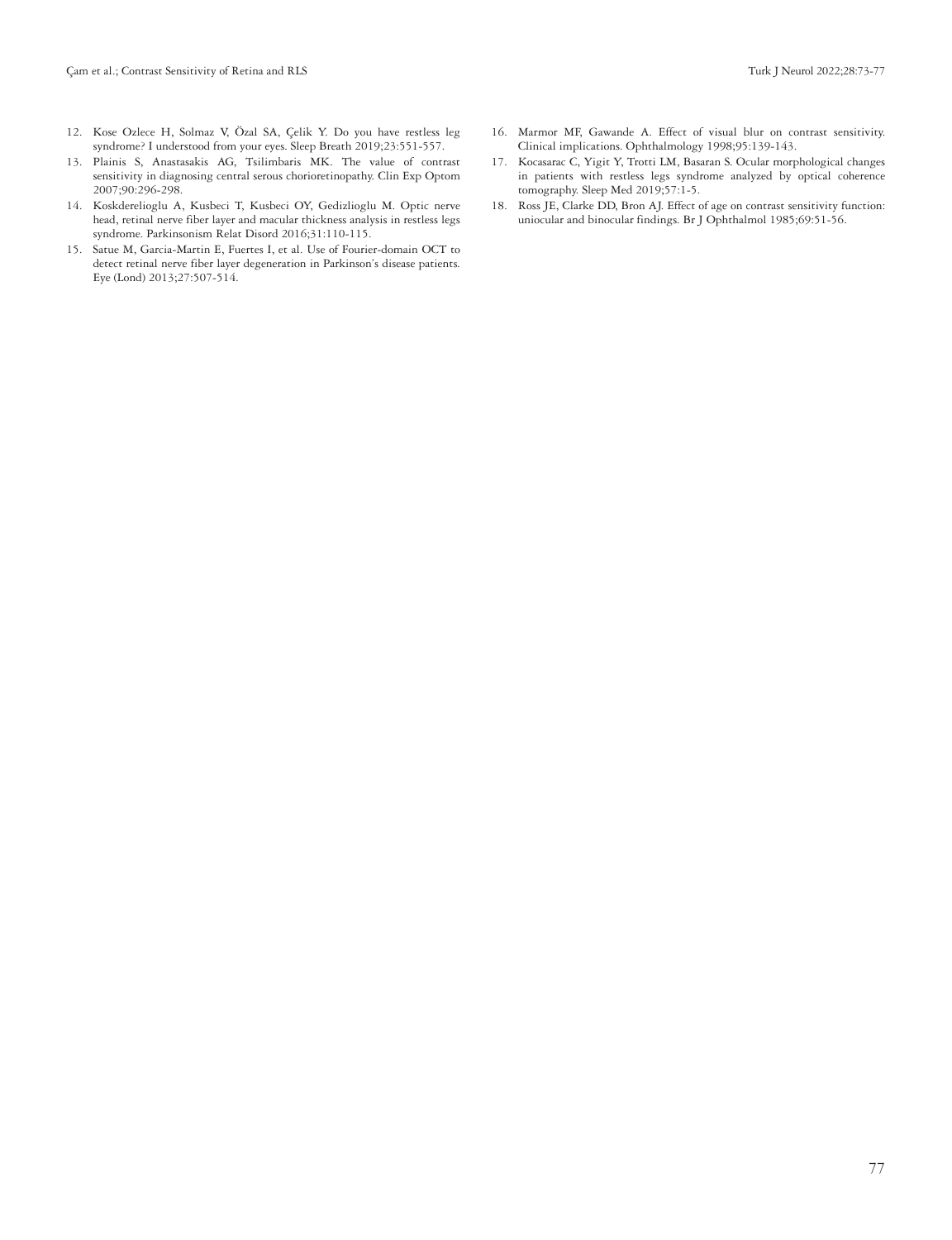12. Kose Ozlece H, Solmaz V, Özal SA, Çelik Y. Do you have restless leg syndrome? I understood from your eyes. Sleep Breath 2019;23:551-557.
13. Plainis S, Anastasakis AG, Tsilimbaris MK. The value of contrast sensitivity in diagnosing central serous chorioretinopathy. Clin Exp Optom 2007;90:296-298.
14. Koskderelioglu A, Kusbeci T, Kusbeci OY, Gedizlioglu M. Optic nerve head, retinal nerve fiber layer and macular thickness analysis in restless legs syndrome. Parkinsonism Relat Disord 2016;31:110-115.
15. Satue M, Garcia-Martin E, Fuertes I, et al. Use of Fourier-domain OCT to detect retinal nerve fiber layer degeneration in Parkinson's disease patients. Eye (Lond) 2013;27:507-514.
16. Marmor MF, Gawande A. Effect of visual blur on contrast sensitivity. Clinical implications. Ophthalmology 1998;95:139-143.
17. Kocasarac C, Yigit Y, Trotti LM, Basaran S. Ocular morphological changes in patients with restless legs syndrome analyzed by optical coherence tomography. Sleep Med 2019;57:1-5.
18. Ross JE, Clarke DD, Bron AJ. Effect of age on contrast sensitivity function: uniocular and binocular findings. Br J Ophthalmol 1985;69:51-56.